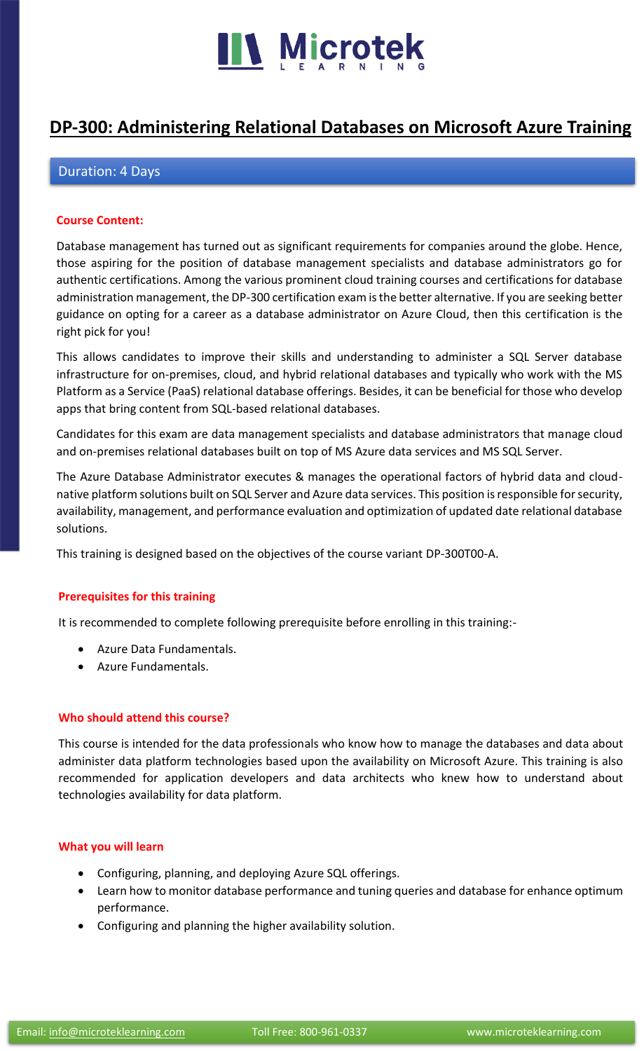# DP-300: Administering Relational Databases on Microsoft Azure Training

Duration: 4 Days

**Course Content:**

Database management has turned out as significant requirements for companies around the globe. Hence, those aspiring for the position of database management specialists and database administrators go for authentic certifications. Among the various prominent cloud training courses and certifications for database administration management, the DP-300 certification exam is the better alternative. If you are seeking better guidance on opting for a career as a database administrator on Azure Cloud, then this certification is the right pick for you!

This allows candidates to improve their skills and understanding to administer a SQL Server database infrastructure for on-premises, cloud, and hybrid relational databases and typically who work with the MS Platform as a Service (PaaS) relational database offerings. Besides, it can be beneficial for those who develop apps that bring content from SQL-based relational databases.

Candidates for this exam are data management specialists and database administrators that manage cloud and on-premises relational databases built on top of MS Azure data services and MS SQL Server.

The Azure Database Administrator executes & manages the operational factors of hybrid data and cloud-native platform solutions built on SQL Server and Azure data services. This position is responsible for security, availability, management, and performance evaluation and optimization of updated date relational database solutions.

This training is designed based on the objectives of the course variant DP-300T00-A.

**Prerequisites for this training**

It is recommended to complete following prerequisite before enrolling in this training:-

- Azure Data Fundamentals.
- Azure Fundamentals.

**Who should attend this course?**

This course is intended for the data professionals who know how to manage the databases and data about administer data platform technologies based upon the availability on Microsoft Azure. This training is also recommended for application developers and data architects who knew how to understand about technologies availability for data platform.

**What you will learn**

- Configuring, planning, and deploying Azure SQL offerings.
- Learn how to monitor database performance and tuning queries and database for enhance optimum performance.
- Configuring and planning the higher availability solution.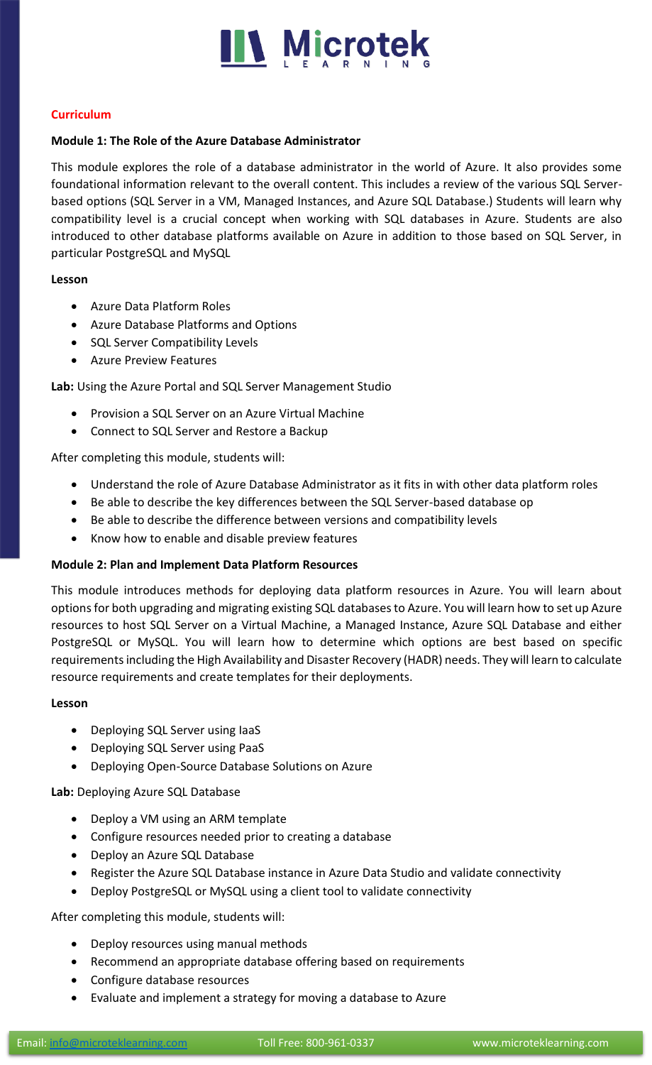**Curriculum**

### Module 1: The Role of the Azure Database Administrator

This module explores the role of a database administrator in the world of Azure. It also provides some foundational information relevant to the overall content. This includes a review of the various SQL Server-based options (SQL Server in a VM, Managed Instances, and Azure SQL Database.) Students will learn why compatibility level is a crucial concept when working with SQL databases in Azure. Students are also introduced to other database platforms available on Azure in addition to those based on SQL Server, in particular PostgreSQL and MySQL

**Lesson**

- Azure Data Platform Roles
- Azure Database Platforms and Options
- SQL Server Compatibility Levels
- Azure Preview Features

**Lab:** Using the Azure Portal and SQL Server Management Studio

- Provision a SQL Server on an Azure Virtual Machine
- Connect to SQL Server and Restore a Backup

After completing this module, students will:

- Understand the role of Azure Database Administrator as it fits in with other data platform roles
- Be able to describe the key differences between the SQL Server-based database op
- Be able to describe the difference between versions and compatibility levels
- Know how to enable and disable preview features

### Module 2: Plan and Implement Data Platform Resources

This module introduces methods for deploying data platform resources in Azure. You will learn about options for both upgrading and migrating existing SQL databases to Azure. You will learn how to set up Azure resources to host SQL Server on a Virtual Machine, a Managed Instance, Azure SQL Database and either PostgreSQL or MySQL. You will learn how to determine which options are best based on specific requirements including the High Availability and Disaster Recovery (HADR) needs. They will learn to calculate resource requirements and create templates for their deployments.

**Lesson**

- Deploying SQL Server using IaaS
- Deploying SQL Server using PaaS
- Deploying Open-Source Database Solutions on Azure

**Lab:** Deploying Azure SQL Database

- Deploy a VM using an ARM template
- Configure resources needed prior to creating a database
- Deploy an Azure SQL Database
- Register the Azure SQL Database instance in Azure Data Studio and validate connectivity
- Deploy PostgreSQL or MySQL using a client tool to validate connectivity

After completing this module, students will:

- Deploy resources using manual methods
- Recommend an appropriate database offering based on requirements
- Configure database resources
- Evaluate and implement a strategy for moving a database to Azure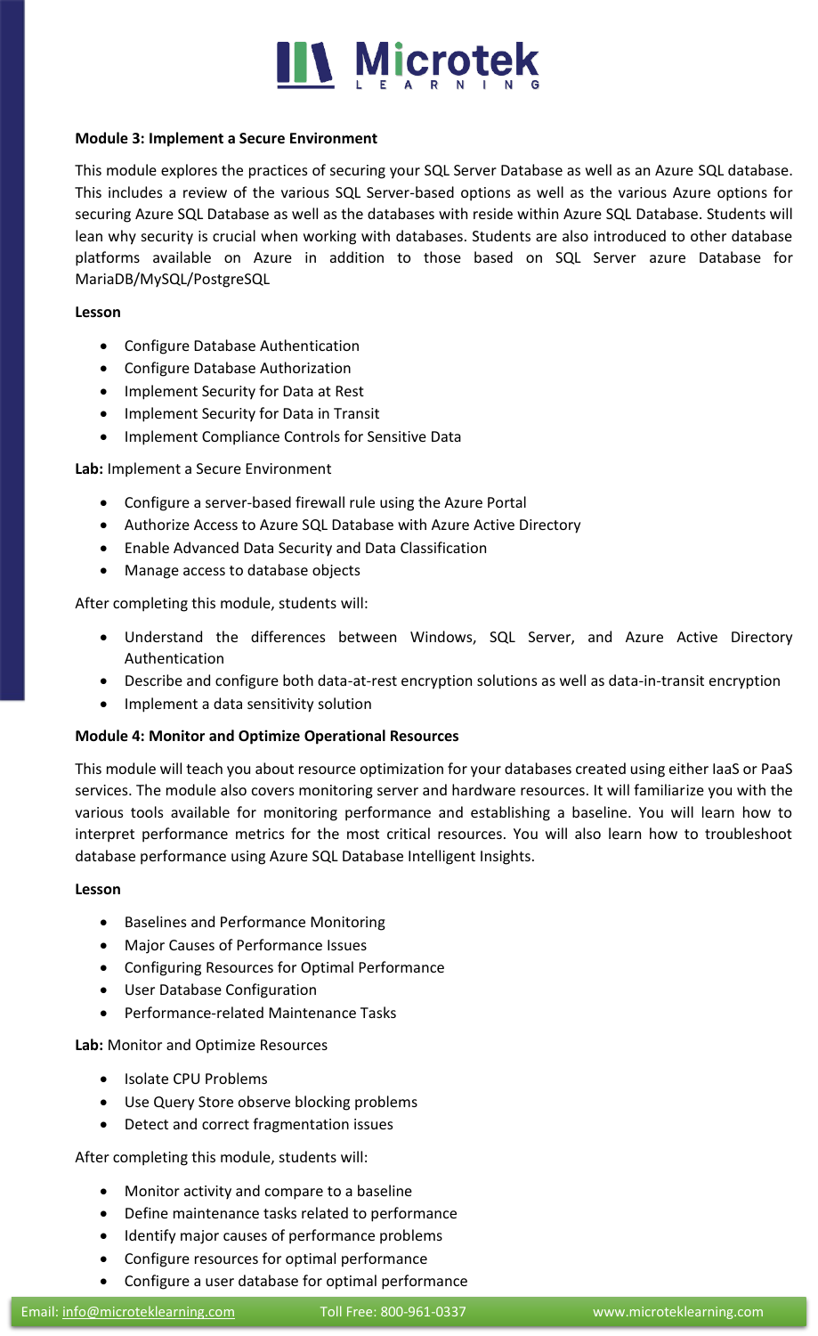**Module 3: Implement a Secure Environment**

This module explores the practices of securing your SQL Server Database as well as an Azure SQL database. This includes a review of the various SQL Server-based options as well as the various Azure options for securing Azure SQL Database as well as the databases with reside within Azure SQL Database. Students will lean why security is crucial when working with databases. Students are also introduced to other database platforms available on Azure in addition to those based on SQL Server azure Database for MariaDB/MySQL/PostgreSQL

**Lesson**

- Configure Database Authentication
- Configure Database Authorization
- Implement Security for Data at Rest
- Implement Security for Data in Transit
- Implement Compliance Controls for Sensitive Data

**Lab:** Implement a Secure Environment

- Configure a server-based firewall rule using the Azure Portal
- Authorize Access to Azure SQL Database with Azure Active Directory
- Enable Advanced Data Security and Data Classification
- Manage access to database objects

After completing this module, students will:

- Understand the differences between Windows, SQL Server, and Azure Active Directory Authentication
- Describe and configure both data-at-rest encryption solutions as well as data-in-transit encryption
- Implement a data sensitivity solution

**Module 4: Monitor and Optimize Operational Resources**

This module will teach you about resource optimization for your databases created using either IaaS or PaaS services. The module also covers monitoring server and hardware resources. It will familiarize you with the various tools available for monitoring performance and establishing a baseline. You will learn how to interpret performance metrics for the most critical resources. You will also learn how to troubleshoot database performance using Azure SQL Database Intelligent Insights.

**Lesson**

- Baselines and Performance Monitoring
- Major Causes of Performance Issues
- Configuring Resources for Optimal Performance
- User Database Configuration
- Performance-related Maintenance Tasks

**Lab:** Monitor and Optimize Resources

- Isolate CPU Problems
- Use Query Store observe blocking problems
- Detect and correct fragmentation issues

After completing this module, students will:

- Monitor activity and compare to a baseline
- Define maintenance tasks related to performance
- Identify major causes of performance problems
- Configure resources for optimal performance
- Configure a user database for optimal performance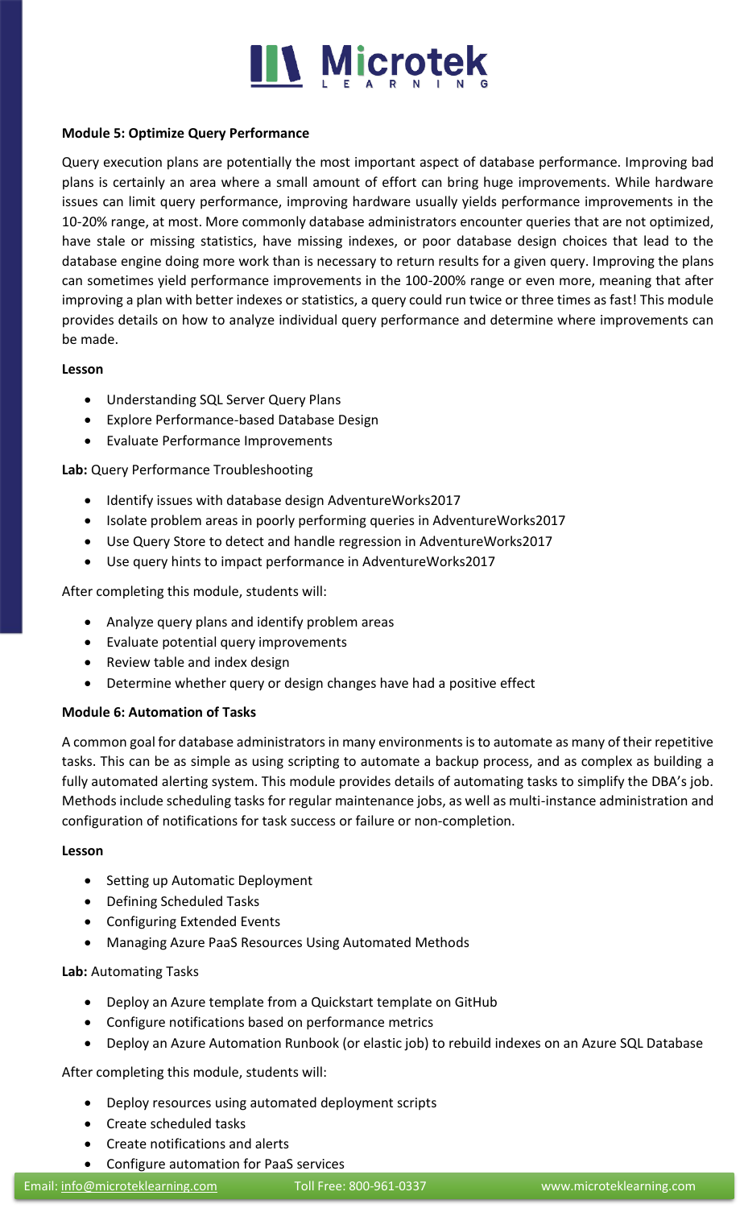**Module 5: Optimize Query Performance**

Query execution plans are potentially the most important aspect of database performance. Improving bad plans is certainly an area where a small amount of effort can bring huge improvements. While hardware issues can limit query performance, improving hardware usually yields performance improvements in the 10-20% range, at most. More commonly database administrators encounter queries that are not optimized, have stale or missing statistics, have missing indexes, or poor database design choices that lead to the database engine doing more work than is necessary to return results for a given query. Improving the plans can sometimes yield performance improvements in the 100-200% range or even more, meaning that after improving a plan with better indexes or statistics, a query could run twice or three times as fast! This module provides details on how to analyze individual query performance and determine where improvements can be made.

**Lesson**

- Understanding SQL Server Query Plans
- Explore Performance-based Database Design
- Evaluate Performance Improvements

**Lab:** Query Performance Troubleshooting

- Identify issues with database design AdventureWorks2017
- Isolate problem areas in poorly performing queries in AdventureWorks2017
- Use Query Store to detect and handle regression in AdventureWorks2017
- Use query hints to impact performance in AdventureWorks2017

After completing this module, students will:

- Analyze query plans and identify problem areas
- Evaluate potential query improvements
- Review table and index design
- Determine whether query or design changes have had a positive effect

**Module 6: Automation of Tasks**

A common goal for database administrators in many environments is to automate as many of their repetitive tasks. This can be as simple as using scripting to automate a backup process, and as complex as building a fully automated alerting system. This module provides details of automating tasks to simplify the DBA's job. Methods include scheduling tasks for regular maintenance jobs, as well as multi-instance administration and configuration of notifications for task success or failure or non-completion.

**Lesson**

- Setting up Automatic Deployment
- Defining Scheduled Tasks
- Configuring Extended Events
- Managing Azure PaaS Resources Using Automated Methods

**Lab:** Automating Tasks

- Deploy an Azure template from a Quickstart template on GitHub
- Configure notifications based on performance metrics
- Deploy an Azure Automation Runbook (or elastic job) to rebuild indexes on an Azure SQL Database

After completing this module, students will:

- Deploy resources using automated deployment scripts
- Create scheduled tasks
- Create notifications and alerts
- Configure automation for PaaS services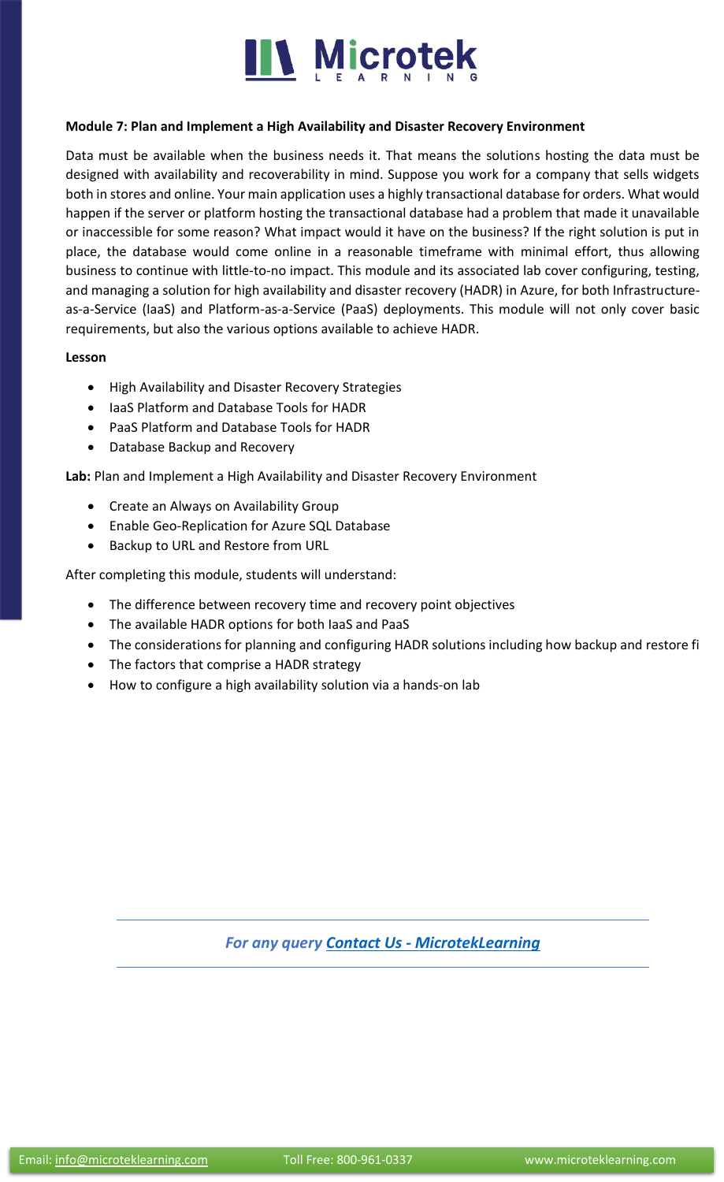**Module 7: Plan and Implement a High Availability and Disaster Recovery Environment**

Data must be available when the business needs it. That means the solutions hosting the data must be designed with availability and recoverability in mind. Suppose you work for a company that sells widgets both in stores and online. Your main application uses a highly transactional database for orders. What would happen if the server or platform hosting the transactional database had a problem that made it unavailable or inaccessible for some reason? What impact would it have on the business? If the right solution is put in place, the database would come online in a reasonable timeframe with minimal effort, thus allowing business to continue with little-to-no impact. This module and its associated lab cover configuring, testing, and managing a solution for high availability and disaster recovery (HADR) in Azure, for both Infrastructure-as-a-Service (IaaS) and Platform-as-a-Service (PaaS) deployments. This module will not only cover basic requirements, but also the various options available to achieve HADR.

**Lesson**

- High Availability and Disaster Recovery Strategies
- IaaS Platform and Database Tools for HADR
- PaaS Platform and Database Tools for HADR
- Database Backup and Recovery

**Lab:** Plan and Implement a High Availability and Disaster Recovery Environment

- Create an Always on Availability Group
- Enable Geo-Replication for Azure SQL Database
- Backup to URL and Restore from URL

After completing this module, students will understand:

- The difference between recovery time and recovery point objectives
- The available HADR options for both IaaS and PaaS
- The considerations for planning and configuring HADR solutions including how backup and restore fi
- The factors that comprise a HADR strategy
- How to configure a high availability solution via a hands-on lab

*For any query [Contact Us - MicrotekLearning]()*